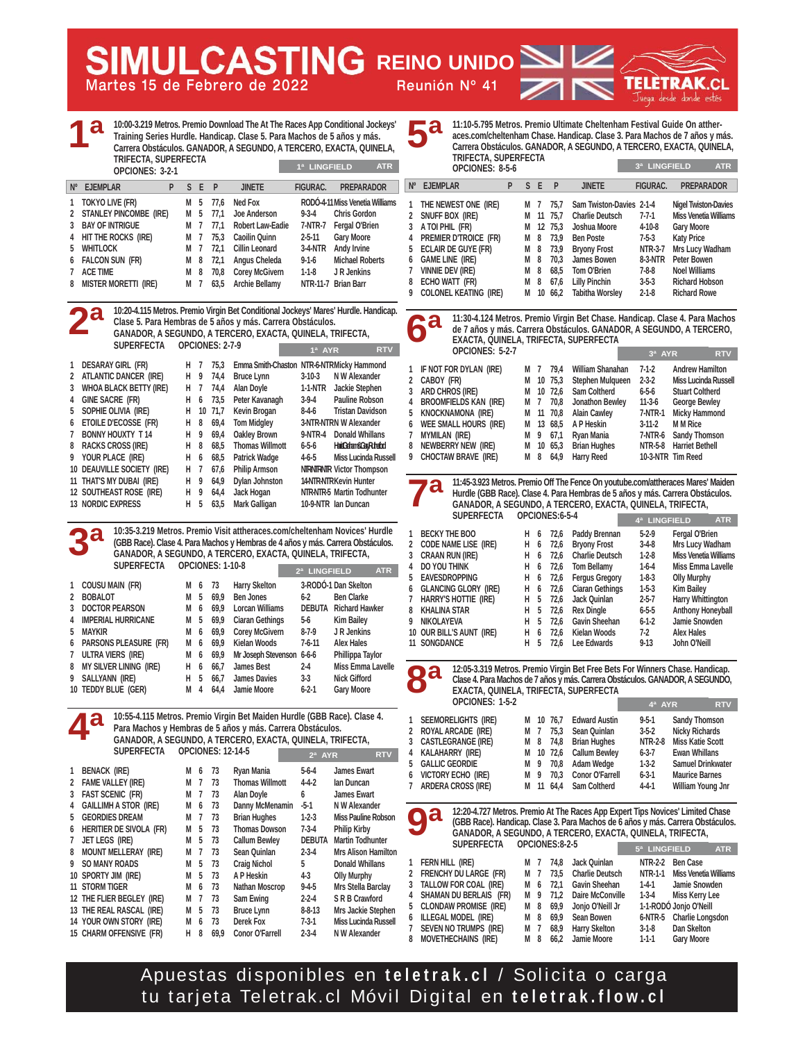# SIMULCASTING REINO UNIDO

Martes 15 de Febrero de 2022 — Reunión Nº 41

TELETRAK.CL — Juega desde donde estés

## 1ª

10:00-3.219 Metros. Premio Download The At The Races App Conditional Jockeys' Training Series Hurdle. Handicap. Clase 5. Para Machos de 5 años y más. Carrera Obstáculos. GANADOR, A SEGUNDO, A TERCERO, EXACTA, QUINELA, TRIFECTA, SUPERFECTA

OPCIONES: 3-2-1

1ª LINGFIELD — ATR

| Nº | EJEMPLAR | P | S | E | P | JINETE | FIGURAC. | PREPARADOR |
|---|---|---|---|---|---|---|---|---|
| 1 | TOKYO LIVE (FR) | | M | 5 | 77,6 | Ned Fox | RODÓ-4-11 | Miss Venetia Williams |
| 2 | STANLEY PINCOMBE (IRE) | | M | 5 | 77,1 | Joe Anderson | 9-3-4 | Chris Gordon |
| 3 | BAY OF INTRIGUE | | M | 7 | 77,1 | Robert Law-Eadie | 7-NTR-7 | Fergal O'Brien |
| 4 | HIT THE ROCKS (IRE) | | M | 7 | 75,3 | Caoilin Quinn | 2-5-11 | Gary Moore |
| 5 | WHITLOCK | | M | 7 | 72,1 | Cillin Leonard | 3-4-NTR | Andy Irvine |
| 6 | FALCON SUN (FR) | | M | 8 | 72,1 | Angus Cheleda | 9-1-6 | Michael Roberts |
| 7 | ACE TIME | | M | 8 | 70,8 | Corey McGivern | 1-1-8 | J R Jenkins |
| 8 | MISTER MORETTI (IRE) | | M | 7 | 63,5 | Archie Bellamy | NTR-11-7 | Brian Barr |

## 2ª

10:20-4.115 Metros. Premio Virgin Bet Conditional Jockeys' Mares' Hurdle. Handicap. Clase 5. Para Hembras de 5 años y más. Carrera Obstáculos. GANADOR, A SEGUNDO, A TERCERO, EXACTA, QUINELA, TRIFECTA, SUPERFECTA

OPCIONES: 2-7-9

1ª AYR — RTV

| Nº | EJEMPLAR | P | S | E | P | JINETE | FIGURAC. | PREPARADOR |
|---|---|---|---|---|---|---|---|---|
| 1 | DESARAY GIRL (FR) | | H | 7 | 75,3 | Emma Smith-Chaston | NTR-6-NTR | Micky Hammond |
| 2 | ATLANTIC DANCER (IRE) | | H | 9 | 74,4 | Bruce Lynn | 3-10-3 | N W Alexander |
| 3 | WHOA BLACK BETTY (IRE) | | H | 7 | 74,4 | Alan Doyle | 1-1-NTR | Jackie Stephen |
| 4 | GINE SACRE (FR) | | H | 6 | 73,5 | Peter Kavanagh | 3-9-4 | Pauline Robson |
| 5 | SOPHIE OLIVIA (IRE) | | H | 10 | 71,7 | Kevin Brogan | 8-4-6 | Tristan Davidson |
| 6 | ETOILE D'ECOSSE (FR) | | H | 8 | 69,4 | Tom Midgley | 3-NTR-NTR | N W Alexander |
| 7 | BONNY HOUXTY T 14 | | H | 9 | 69,4 | Oakley Brown | 9-NTR-4 | Donald Whillans |
| 8 | RACKS CROSS (IRE) | | H | 8 | 68,5 | Thomas Willmott | 6-5-6 | Hai Graham & Craig Richardson |
| 9 | YOUR PLACE (IRE) | | H | 6 | 68,5 | Patrick Wadge | 4-6-5 | Miss Lucinda Russell |
| 10 | DEAUVILLE SOCIETY (IRE) | | H | 7 | 67,6 | Philip Armson | NTR-NTR-NTR | Victor Thompson |
| 11 | THAT'S MY DUBAI (IRE) | | H | 9 | 64,9 | Dylan Johnston | 14-NTR-NTR | Kevin Hunter |
| 12 | SOUTHEAST ROSE (IRE) | | H | 9 | 64,4 | Jack Hogan | NTR-NTR-5 | Martin Todhunter |
| 13 | NORDIC EXPRESS | | H | 5 | 63,5 | Mark Galligan | 10-9-NTR | Ian Duncan |

## 3ª

10:35-3.219 Metros. Premio Visit attheraces.com/cheltenham Novices' Hurdle (GBB Race). Clase 4. Para Machos y Hembras de 4 años y más. Carrera Obstáculos. GANADOR, A SEGUNDO, A TERCERO, EXACTA, QUINELA, TRIFECTA, SUPERFECTA

OPCIONES: 1-10-8

2ª LINGFIELD — ATR

| Nº | EJEMPLAR | P | S | E | P | JINETE | FIGURAC. | PREPARADOR |
|---|---|---|---|---|---|---|---|---|
| 1 | COUSU MAIN (FR) | | M | 6 | 73 | Harry Skelton | 3-RODÓ-1 | Dan Skelton |
| 2 | BOBALOT | | M | 5 | 69,9 | Ben Jones | 6-2 | Ben Clarke |
| 3 | DOCTOR PEARSON | | M | 6 | 69,9 | Lorcan Williams | DEBUTA | Richard Hawker |
| 4 | IMPERIAL HURRICANE | | M | 5 | 69,9 | Ciaran Gethings | 5-6 | Kim Bailey |
| 5 | MAYKIR | | M | 6 | 69,9 | Corey McGivern | 8-7-9 | J R Jenkins |
| 6 | PARSONS PLEASURE (FR) | | M | 6 | 69,9 | Kielan Woods | 7-6-11 | Alex Hales |
| 7 | ULTRA VIERS (IRE) | | M | 6 | 69,9 | Mr Joseph Stevenson | 6-6-6 | Phillippa Taylor |
| 8 | MY SILVER LINING (IRE) | | H | 6 | 66,7 | James Best | 2-4 | Miss Emma Lavelle |
| 9 | SALLYANN (IRE) | | H | 5 | 66,7 | James Davies | 3-3 | Nick Gifford |
| 10 | TEDDY BLUE (GER) | | M | 4 | 64,4 | Jamie Moore | 6-2-1 | Gary Moore |

## 4ª

10:55-4.115 Metros. Premio Virgin Bet Maiden Hurdle (GBB Race). Clase 4. Para Machos y Hembras de 5 años y más. Carrera Obstáculos. GANADOR, A SEGUNDO, A TERCERO, EXACTA, QUINELA, TRIFECTA, SUPERFECTA

OPCIONES: 12-14-5

2ª AYR — RTV

| Nº | EJEMPLAR | P | S | E | P | JINETE | FIGURAC. | PREPARADOR |
|---|---|---|---|---|---|---|---|---|
| 1 | BENACK (IRE) | | M | 6 | 73 | Ryan Mania | 5-6-4 | James Ewart |
| 2 | FAME VALLEY (IRE) | | M | 7 | 73 | Thomas Willmott | 4-4-2 | Ian Duncan |
| 3 | FAST SCENIC (FR) | | M | 7 | 73 | Alan Doyle | 6 | James Ewart |
| 4 | GAILLIMH A STOR (IRE) | | M | 6 | 73 | Danny McMenamin | -5-1 | N W Alexander |
| 5 | GEORDIES DREAM | | M | 7 | 73 | Brian Hughes | 1-2-3 | Miss Pauline Robson |
| 6 | HERITIER DE SIVOLA (FR) | | M | 5 | 73 | Thomas Dowson | 7-3-4 | Philip Kirby |
| 7 | JET LEGS (IRE) | | M | 5 | 73 | Callum Bewley | DEBUTA | Martin Todhunter |
| 8 | MOUNT MELLERAY (IRE) | | M | 7 | 73 | Sean Quinlan | 2-3-4 | Mrs Alison Hamilton |
| 9 | SO MANY ROADS | | M | 5 | 73 | Craig Nichol | 5 | Donald Whillans |
| 10 | SPORTY JIM (IRE) | | M | 5 | 73 | A P Heskin | 4-3 | Olly Murphy |
| 11 | STORM TIGER | | M | 6 | 73 | Nathan Moscrop | 9-4-5 | Mrs Stella Barclay |
| 12 | THE FLIER BEGLEY (IRE) | | M | 7 | 73 | Sam Ewing | 2-2-4 | S R B Crawford |
| 13 | THE REAL RASCAL (IRE) | | M | 5 | 73 | Bruce Lynn | 8-8-13 | Mrs Jackie Stephen |
| 14 | YOUR OWN STORY (IRE) | | M | 6 | 73 | Derek Fox | 7-3-1 | Miss Lucinda Russell |
| 15 | CHARM OFFENSIVE (FR) | | H | 8 | 69,9 | Conor O'Farrell | 2-3-4 | N W Alexander |

## 5ª

11:10-5.795 Metros. Premio Ultimate Cheltenham Festival Guide On attheraces.com/cheltenham Chase. Handicap. Clase 3. Para Machos de 7 años y más. Carrera Obstáculos. GANADOR, A SEGUNDO, A TERCERO, EXACTA, QUINELA, TRIFECTA, SUPERFECTA

OPCIONES: 8-5-6

3ª LINGFIELD — ATR

| Nº | EJEMPLAR | P | S | E | P | JINETE | FIGURAC. | PREPARADOR |
|---|---|---|---|---|---|---|---|---|
| 1 | THE NEWEST ONE (IRE) | | M | 7 | 75,7 | Sam Twiston-Davies | 2-1-4 | Nigel Twiston-Davies |
| 2 | SNUFF BOX (IRE) | | M | 11 | 75,7 | Charlie Deutsch | 7-7-1 | Miss Venetia Williams |
| 3 | A TOI PHIL (FR) | | M | 12 | 75,3 | Joshua Moore | 4-10-8 | Gary Moore |
| 4 | PREMIER D'TROICE (FR) | | M | 8 | 73,9 | Ben Poste | 7-5-3 | Katy Price |
| 5 | ECLAIR DE GUYE (FR) | | M | 8 | 73,9 | Bryony Frost | NTR-3-7 | Mrs Lucy Wadham |
| 6 | GAME LINE (IRE) | | M | 8 | 70,3 | James Bowen | 8-3-NTR | Peter Bowen |
| 7 | VINNIE DEV (IRE) | | M | 8 | 68,5 | Tom O'Brien | 7-8-8 | Noel Williams |
| 8 | ECHO WATT (FR) | | M | 8 | 67,6 | Lilly Pinchin | 3-5-3 | Richard Hobson |
| 9 | COLONEL KEATING (IRE) | | M | 10 | 66,2 | Tabitha Worsley | 2-1-8 | Richard Rowe |

## 6ª

11:30-4.124 Metros. Premio Virgin Bet Chase. Handicap. Clase 4. Para Machos de 7 años y más. Carrera Obstáculos. GANADOR, A SEGUNDO, A TERCERO, EXACTA, QUINELA, TRIFECTA, SUPERFECTA

OPCIONES: 5-2-7

3ª AYR — RTV

| Nº | EJEMPLAR | P | S | E | P | JINETE | FIGURAC. | PREPARADOR |
|---|---|---|---|---|---|---|---|---|
| 1 | IF NOT FOR DYLAN (IRE) | | M | 7 | 79,4 | William Shanahan | 7-1-2 | Andrew Hamilton |
| 2 | CABOY (FR) | | M | 10 | 75,3 | Stephen Mulqueen | 2-3-2 | Miss Lucinda Russell |
| 3 | ARD CHROS (IRE) | | M | 10 | 72,6 | Sam Coltherd | 6-5-6 | Stuart Coltherd |
| 4 | BROOMFIELDS KAN (IRE) | | M | 7 | 70,8 | Jonathon Bewley | 11-3-6 | George Bewley |
| 5 | KNOCKNAMONA (IRE) | | M | 11 | 70,8 | Alain Cawley | 7-NTR-1 | Micky Hammond |
| 6 | WEE SMALL HOURS (IRE) | | M | 13 | 68,5 | A P Heskin | 3-11-2 | M M Rice |
| 7 | MYMILAN (IRE) | | M | 9 | 67,1 | Ryan Mania | 7-NTR-6 | Sandy Thomson |
| 8 | NEWBERRY NEW (IRE) | | M | 10 | 65,3 | Brian Hughes | NTR-5-8 | Harriet Bethell |
| 9 | CHOCTAW BRAVE (IRE) | | M | 8 | 64,9 | Harry Reed | 10-3-NTR | Tim Reed |

## 7ª

11:45-3.923 Metros. Premio Off The Fence On youtube.com/attheraces Mares' Maiden Hurdle (GBB Race). Clase 4. Para Hembras de 5 años y más. Carrera Obstáculos. GANADOR, A SEGUNDO, A TERCERO, EXACTA, QUINELA, TRIFECTA, SUPERFECTA

OPCIONES: 6-5-4

4ª LINGFIELD — ATR

| Nº | EJEMPLAR | P | S | E | P | JINETE | FIGURAC. | PREPARADOR |
|---|---|---|---|---|---|---|---|---|
| 1 | BECKY THE BOO | | H | 6 | 72,6 | Paddy Brennan | 5-2-9 | Fergal O'Brien |
| 2 | CODE NAME LISE (IRE) | | H | 6 | 72,6 | Bryony Frost | 3-4-8 | Mrs Lucy Wadham |
| 3 | CRAAN RUN (IRE) | | H | 6 | 72,6 | Charlie Deutsch | 1-2-8 | Miss Venetia Williams |
| 4 | DO YOU THINK | | H | 6 | 72,6 | Tom Bellamy | 1-6-4 | Miss Emma Lavelle |
| 5 | EAVESDROPPING | | H | 6 | 72,6 | Fergus Gregory | 1-8-3 | Olly Murphy |
| 6 | GLANCING GLORY (IRE) | | H | 6 | 72,6 | Ciaran Gethings | 1-5-3 | Kim Bailey |
| 7 | HARRY'S HOTTIE (IRE) | | H | 5 | 72,6 | Jack Quinlan | 2-5-7 | Harry Whittington |
| 8 | KHALINA STAR | | H | 5 | 72,6 | Rex Dingle | 6-5-5 | Anthony Honeyball |
| 9 | NIKOLAYEVA | | H | 5 | 72,6 | Gavin Sheehan | 6-1-2 | Jamie Snowden |
| 10 | OUR BILL'S AUNT (IRE) | | H | 6 | 72,6 | Kielan Woods | 7-2 | Alex Hales |
| 11 | SONGDANCE | | H | 5 | 72,6 | Lee Edwards | 9-13 | John O'Neill |

## 8ª

12:05-3.319 Metros. Premio Virgin Bet Free Bets For Winners Chase. Handicap. Clase 4. Para Machos de 7 años y más. Carrera Obstáculos. GANADOR, A SEGUNDO, EXACTA, QUINELA, TRIFECTA, SUPERFECTA

OPCIONES: 1-5-2

4ª AYR — RTV

| Nº | EJEMPLAR | P | S | E | P | JINETE | FIGURAC. | PREPARADOR |
|---|---|---|---|---|---|---|---|---|
| 1 | SEEMORELIGHTS (IRE) | | M | 10 | 76,7 | Edward Austin | 9-5-1 | Sandy Thomson |
| 2 | ROYAL ARCADE (IRE) | | M | 7 | 75,3 | Sean Quinlan | 3-5-2 | Nicky Richards |
| 3 | CASTLEGRANGE (IRE) | | M | 8 | 74,8 | Brian Hughes | NTR-2-8 | Miss Katie Scott |
| 4 | KALAHARRY (IRE) | | M | 10 | 72,6 | Callum Bewley | 6-3-7 | Ewan Whillans |
| 5 | GALLIC GEORDIE | | M | 9 | 70,8 | Adam Wedge | 1-3-2 | Samuel Drinkwater |
| 6 | VICTORY ECHO (IRE) | | M | 9 | 70,3 | Conor O'Farrell | 6-3-1 | Maurice Barnes |
| 7 | ARDERA CROSS (IRE) | | M | 11 | 64,4 | Sam Coltherd | 4-4-1 | William Young Jnr |

## 9ª

12:20-4.727 Metros. Premio At The Races App Expert Tips Novices' Limited Chase (GBB Race). Handicap. Clase 3. Para Machos de 6 años y más. Carrera Obstáculos. GANADOR, A SEGUNDO, A TERCERO, EXACTA, QUINELA, TRIFECTA, SUPERFECTA

OPCIONES: 8-2-5

5ª LINGFIELD — ATR

| Nº | EJEMPLAR | P | S | E | P | JINETE | FIGURAC. | PREPARADOR |
|---|---|---|---|---|---|---|---|---|
| 1 | FERN HILL (IRE) | | M | 7 | 74,8 | Jack Quinlan | NTR-2-2 | Ben Case |
| 2 | FRENCHY DU LARGE (FR) | | M | 7 | 73,5 | Charlie Deutsch | NTR-1-1 | Miss Venetia Williams |
| 3 | TALLOW FOR COAL (IRE) | | M | 6 | 72,1 | Gavin Sheehan | 1-4-1 | Jamie Snowden |
| 4 | SHAMAN DU BERLAIS (FR) | | M | 9 | 71,2 | Daire McConville | 1-3-4 | Miss Kerry Lee |
| 5 | CLONDAW PROMISE (IRE) | | M | 8 | 69,9 | Jonjo O'Neill Jr | 1-1-RODÓ | Jonjo O'Neill |
| 6 | ILLEGAL MODEL (IRE) | | M | 8 | 69,9 | Sean Bowen | 6-NTR-5 | Charlie Longsdon |
| 7 | SEVEN NO TRUMPS (IRE) | | M | 7 | 68,9 | Harry Skelton | 3-1-8 | Dan Skelton |
| 8 | MOVETHECHAINS (IRE) | | M | 8 | 66,2 | Jamie Moore | 1-1-1 | Gary Moore |

Apuestas disponibles en **teletrak.cl** / Solicita o carga tu tarjeta Teletrak.cl Móvil Digital en **teletrak.flow.cl**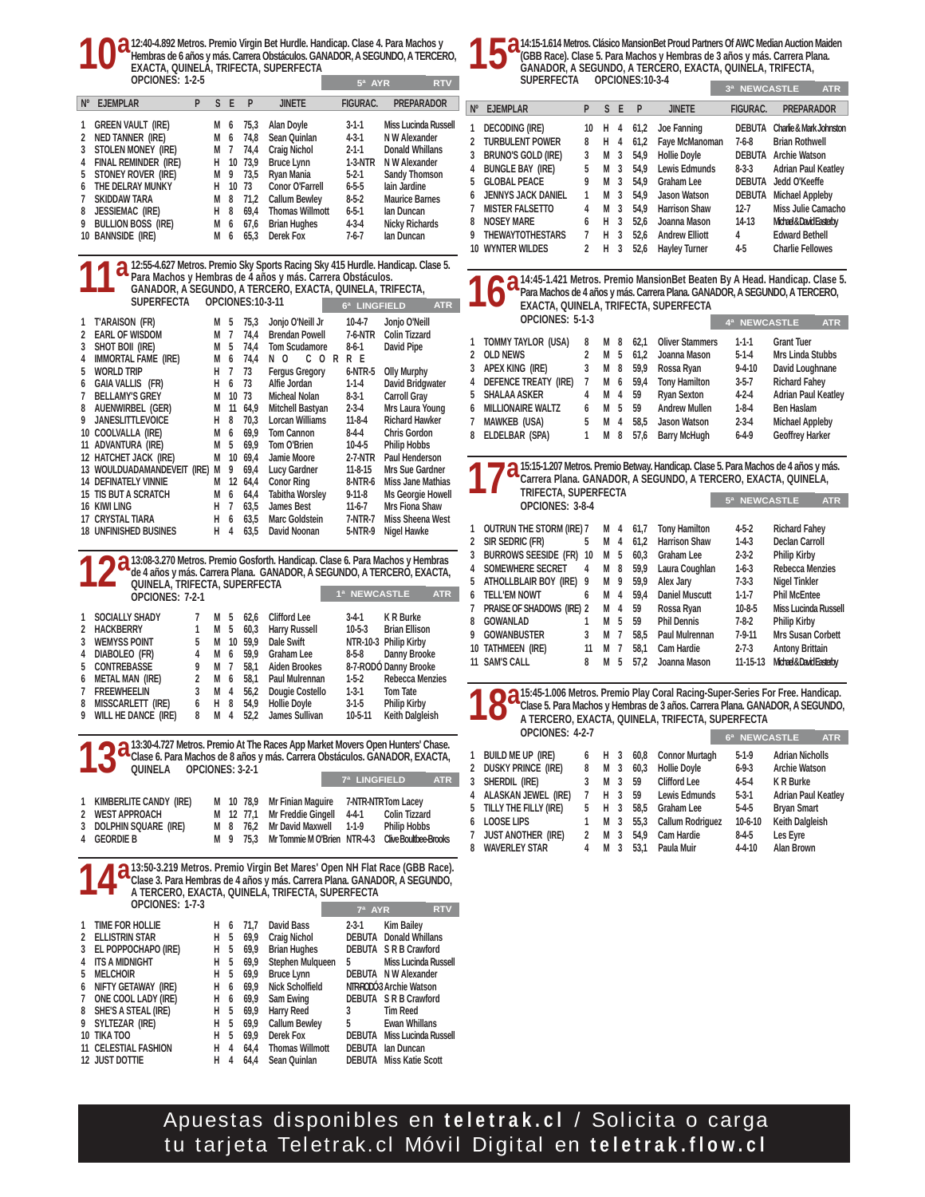## 10ª

12:40-4.892 Metros. Premio Virgin Bet Hurdle. Handicap. Clase 4. Para Machos y Hembras de 6 años y más. Carrera Obstáculos. GANADOR, A SEGUNDO, A TERCERO, EXACTA, QUINELA, TRIFECTA, SUPERFECTA
OPCIONES: 1-2-5

5ª AYR — RTV

| Nº | EJEMPLAR | P | S | E | P | JINETE | FIGURAC. | PREPARADOR |
|---|---|---|---|---|---|---|---|---|
| 1 | GREEN VAULT (IRE) | | M | 6 | 75,3 | Alan Doyle | 3-1-1 | Miss Lucinda Russell |
| 2 | NED TANNER (IRE) | | M | 6 | 74,8 | Sean Quinlan | 4-3-1 | N W Alexander |
| 3 | STOLEN MONEY (IRE) | | M | 7 | 74,4 | Craig Nichol | 2-1-1 | Donald Whillans |
| 4 | FINAL REMINDER (IRE) | | H | 10 | 73,9 | Bruce Lynn | 1-3-NTR | N W Alexander |
| 5 | STONEY ROVER (IRE) | | M | 9 | 73,5 | Ryan Mania | 5-2-1 | Sandy Thomson |
| 6 | THE DELRAY MUNKY | | H | 10 | 73 | Conor O'Farrell | 6-5-5 | Iain Jardine |
| 7 | SKIDDAW TARA | | M | 8 | 71,2 | Callum Bewley | 8-5-2 | Maurice Barnes |
| 8 | JESSIEMAC (IRE) | | H | 8 | 69,4 | Thomas Willmott | 6-5-1 | Ian Duncan |
| 9 | BULLION BOSS (IRE) | | M | 6 | 67,6 | Brian Hughes | 4-3-4 | Nicky Richards |
| 10 | BANNSIDE (IRE) | | M | 6 | 65,3 | Derek Fox | 7-6-7 | Ian Duncan |

## 11ª

12:55-4.627 Metros. Premio Sky Sports Racing Sky 415 Hurdle. Handicap. Clase 5. Para Machos y Hembras de 4 años y más. Carrera Obstáculos. GANADOR, A SEGUNDO, A TERCERO, EXACTA, QUINELA, TRIFECTA, SUPERFECTA
OPCIONES:10-3-11

6ª LINGFIELD — ATR

| Nº | EJEMPLAR | P | S | E | P | JINETE | FIGURAC. | PREPARADOR |
|---|---|---|---|---|---|---|---|---|
| 1 | T'ARAISON (FR) | | M | 5 | 75,3 | Jonjo O'Neill Jr | 10-4-7 | Jonjo O'Neill |
| 2 | EARL OF WISDOM | | M | 7 | 74,4 | Brendan Powell | 7-6-NTR | Colin Tizzard |
| 3 | SHOT BOII (IRE) | | M | 5 | 74,4 | Tom Scudamore | 8-6-1 | David Pipe |
| 4 | IMMORTAL FAME (IRE) | | M | 6 | 74,4 | N O C O R R E | | |
| 5 | WORLD TRIP | | H | 7 | 73 | Fergus Gregory | 6-NTR-5 | Olly Murphy |
| 6 | GAIA VALLIS (FR) | | H | 6 | 73 | Alfie Jordan | 1-1-4 | David Bridgwater |
| 7 | BELLAMY'S GREY | | M | 10 | 73 | Micheal Nolan | 8-3-1 | Carroll Gray |
| 8 | AUENWIRBEL (GER) | | M | 11 | 64,9 | Mitchell Bastyan | 2-3-4 | Mrs Laura Young |
| 9 | JANESLITTLEVOICE | | H | 8 | 70,3 | Lorcan Williams | 11-8-4 | Richard Hawker |
| 10 | COOLVALLA (IRE) | | M | 6 | 69,9 | Tom Cannon | 8-4-4 | Chris Gordon |
| 11 | ADVANTURA (IRE) | | M | 5 | 69,9 | Tom O'Brien | 10-4-5 | Philip Hobbs |
| 12 | HATCHET JACK (IRE) | | M | 10 | 69,4 | Jamie Moore | 2-7-NTR | Paul Henderson |
| 13 | WOULDUADAMANDEVEIT (IRE) | | M | 9 | 69,4 | Lucy Gardner | 11-8-15 | Mrs Sue Gardner |
| 14 | DEFINATELY VINNIE | | M | 12 | 64,4 | Conor Ring | 8-NTR-6 | Miss Jane Mathias |
| 15 | TIS BUT A SCRATCH | | M | 6 | 64,4 | Tabitha Worsley | 9-11-8 | Ms Georgie Howell |
| 16 | KIWI LING | | H | 7 | 63,5 | James Best | 11-6-7 | Mrs Fiona Shaw |
| 17 | CRYSTAL TIARA | | H | 6 | 63,5 | Marc Goldstein | 7-NTR-7 | Miss Sheena West |
| 18 | UNFINISHED BUSINES | | H | 4 | 63,5 | David Noonan | 5-NTR-9 | Nigel Hawke |

## 12ª

13:08-3.270 Metros. Premio Gosforth. Handicap. Clase 6. Para Machos y Hembras de 4 años y más. Carrera Plana. GANADOR, A SEGUNDO, A TERCERO, EXACTA, QUINELA, TRIFECTA, SUPERFECTA
OPCIONES: 7-2-1

1ª NEWCASTLE — ATR

| Nº | EJEMPLAR | P | S | E | P | JINETE | FIGURAC. | PREPARADOR |
|---|---|---|---|---|---|---|---|---|
| 1 | SOCIALLY SHADY | 7 | M | 5 | 62,6 | Clifford Lee | 3-4-1 | K R Burke |
| 2 | HACKBERRY | 1 | M | 5 | 60,3 | Harry Russell | 10-5-3 | Brian Ellison |
| 3 | WEMYSS POINT | 5 | M | 10 | 59,9 | Dale Swift | NTR-10-3 | Philip Kirby |
| 4 | DIABOLEO (FR) | 4 | M | 6 | 59,9 | Graham Lee | 8-5-8 | Danny Brooke |
| 5 | CONTREBASSE | 9 | M | 7 | 58,1 | Aiden Brookes | 8-7-RODÓ | Danny Brooke |
| 6 | METAL MAN (IRE) | 2 | M | 6 | 58,1 | Paul Mulrennan | 1-5-2 | Rebecca Menzies |
| 7 | FREEWHEELIN | 3 | M | 4 | 56,2 | Dougie Costello | 1-3-1 | Tom Tate |
| 8 | MISSCARLETT (IRE) | 6 | H | 8 | 54,9 | Hollie Doyle | 3-1-5 | Philip Kirby |
| 9 | WILL HE DANCE (IRE) | 8 | M | 4 | 52,2 | James Sullivan | 10-5-11 | Keith Dalgleish |

## 13ª

13:30-4.727 Metros. Premio At The Races App Market Movers Open Hunters' Chase. Clase 6. Para Machos de 8 años y más. Carrera Obstáculos. GANADOR, EXACTA, QUINELA
OPCIONES: 3-2-1

7ª LINGFIELD — ATR

| Nº | EJEMPLAR | P | S | E | P | JINETE | FIGURAC. | PREPARADOR |
|---|---|---|---|---|---|---|---|---|
| 1 | KIMBERLITE CANDY (IRE) | | M | 10 | 78,9 | Mr Finian Maguire | 7-NTR-NTR | Tom Lacey |
| 2 | WEST APPROACH | | M | 12 | 77,1 | Mr Freddie Gingell | 4-4-1 | Colin Tizzard |
| 3 | DOLPHIN SQUARE (IRE) | | M | 8 | 76,2 | Mr David Maxwell | 1-1-9 | Philip Hobbs |
| 4 | GEORDIE B | | M | 9 | 75,3 | Mr Tommie M O'Brien | NTR-4-3 | Clive Boultbee-Brooks |

## 14ª

13:50-3.219 Metros. Premio Virgin Bet Mares' Open NH Flat Race (GBB Race). Clase 3. Para Hembras de 4 años y más. Carrera Plana. GANADOR, A SEGUNDO, A TERCERO, EXACTA, QUINELA, TRIFECTA, SUPERFECTA
OPCIONES: 1-7-3

7ª AYR — RTV

| Nº | EJEMPLAR | P | S | E | P | JINETE | FIGURAC. | PREPARADOR |
|---|---|---|---|---|---|---|---|---|
| 1 | TIME FOR HOLLIE | | H | 6 | 71,7 | David Bass | 2-3-1 | Kim Bailey |
| 2 | ELLISTRIN STAR | | H | 5 | 69,9 | Craig Nichol | DEBUTA | Donald Whillans |
| 3 | EL POPPOCHAPO (IRE) | | H | 5 | 69,9 | Brian Hughes | DEBUTA | S R B Crawford |
| 4 | ITS A MIDNIGHT | | H | 5 | 69,9 | Stephen Mulqueen | 5 | Miss Lucinda Russell |
| 5 | MELCHOIR | | H | 5 | 69,9 | Bruce Lynn | DEBUTA | N W Alexander |
| 6 | NIFTY GETAWAY (IRE) | | H | 6 | 69,9 | Nick Scholfield | NTR-RODÓ-3 | Archie Watson |
| 7 | ONE COOL LADY (IRE) | | H | 6 | 69,9 | Sam Ewing | DEBUTA | S R B Crawford |
| 8 | SHE'S A STEAL (IRE) | | H | 5 | 69,9 | Harry Reed | 3 | Tim Reed |
| 9 | SYLTEZAR (IRE) | | H | 5 | 69,9 | Callum Bewley | 5 | Ewan Whillans |
| 10 | TIKA TOO | | H | 5 | 69,9 | Derek Fox | DEBUTA | Miss Lucinda Russell |
| 11 | CELESTIAL FASHION | | H | 4 | 64,4 | Thomas Willmott | DEBUTA | Ian Duncan |
| 12 | JUST DOTTIE | | H | 4 | 64,4 | Sean Quinlan | DEBUTA | Miss Katie Scott |

## 15ª

14:15-1.614 Metros. Clásico MansionBet Proud Partners Of AWC Median Auction Maiden (GBB Race). Clase 5. Para Machos y Hembras de 3 años y más. Carrera Plana. GANADOR, A SEGUNDO, A TERCERO, EXACTA, QUINELA, TRIFECTA, SUPERFECTA
OPCIONES:10-3-4

3ª NEWCASTLE — ATR

| Nº | EJEMPLAR | P | S | E | P | JINETE | FIGURAC. | PREPARADOR |
|---|---|---|---|---|---|---|---|---|
| 1 | DECODING (IRE) | 10 | H | 4 | 61,2 | Joe Fanning | DEBUTA | Charlie & Mark Johnston |
| 2 | TURBULENT POWER | 8 | H | 4 | 61,2 | Faye McManoman | 7-6-8 | Brian Rothwell |
| 3 | BRUNO'S GOLD (IRE) | 3 | M | 3 | 54,9 | Hollie Doyle | DEBUTA | Archie Watson |
| 4 | BUNGLE BAY (IRE) | 5 | M | 3 | 54,9 | Lewis Edmunds | 8-3-3 | Adrian Paul Keatley |
| 5 | GLOBAL PEACE | 9 | M | 3 | 54,9 | Graham Lee | DEBUTA | Jedd O'Keeffe |
| 6 | JENNYS JACK DANIEL | 1 | M | 3 | 54,9 | Jason Watson | DEBUTA | Michael Appleby |
| 7 | MISTER FALSETTO | 4 | M | 3 | 54,9 | Harrison Shaw | 12-7 | Miss Julie Camacho |
| 8 | NOSEY MARE | 6 | H | 3 | 52,6 | Joanna Mason | 14-13 | Michael & David Easterby |
| 9 | THEWAYTOTHESTARS | 7 | H | 3 | 52,6 | Andrew Elliott | 4 | Edward Bethell |
| 10 | WYNTER WILDES | 2 | H | 3 | 52,6 | Hayley Turner | 4-5 | Charlie Fellowes |

## 16ª

14:45-1.421 Metros. Premio MansionBet Beaten By A Head. Handicap. Clase 5. Para Machos de 4 años y más. Carrera Plana. GANADOR, A SEGUNDO, A TERCERO, EXACTA, QUINELA, TRIFECTA, SUPERFECTA
OPCIONES: 5-1-3

4ª NEWCASTLE — ATR

| Nº | EJEMPLAR | P | S | E | P | JINETE | FIGURAC. | PREPARADOR |
|---|---|---|---|---|---|---|---|---|
| 1 | TOMMY TAYLOR (USA) | 8 | M | 8 | 62,1 | Oliver Stammers | 1-1-1 | Grant Tuer |
| 2 | OLD NEWS | 2 | M | 5 | 61,2 | Joanna Mason | 5-1-4 | Mrs Linda Stubbs |
| 3 | APEX KING (IRE) | 3 | M | 8 | 59,9 | Rossa Ryan | 9-4-10 | David Loughnane |
| 4 | DEFENCE TREATY (IRE) | 7 | M | 6 | 59,4 | Tony Hamilton | 3-5-7 | Richard Fahey |
| 5 | SHALAA ASKER | 4 | M | 4 | 59 | Ryan Sexton | 4-2-4 | Adrian Paul Keatley |
| 6 | MILLIONAIRE WALTZ | 6 | M | 5 | 59 | Andrew Mullen | 1-8-4 | Ben Haslam |
| 7 | MAWKEB (USA) | 5 | M | 4 | 58,5 | Jason Watson | 2-3-4 | Michael Appleby |
| 8 | ELDELBAR (SPA) | 1 | M | 8 | 57,6 | Barry McHugh | 6-4-9 | Geoffrey Harker |

## 17ª

15:15-1.207 Metros. Premio Betway. Handicap. Clase 5. Para Machos de 4 años y más. Carrera Plana. GANADOR, A SEGUNDO, A TERCERO, EXACTA, QUINELA, TRIFECTA, SUPERFECTA
OPCIONES: 3-8-4

5ª NEWCASTLE — ATR

| Nº | EJEMPLAR | P | S | E | P | JINETE | FIGURAC. | PREPARADOR |
|---|---|---|---|---|---|---|---|---|
| 1 | OUTRUN THE STORM (IRE) | 7 | M | 4 | 61,7 | Tony Hamilton | 4-5-2 | Richard Fahey |
| 2 | SIR SEDRIC (FR) | 5 | M | 4 | 61,2 | Harrison Shaw | 1-4-3 | Declan Carroll |
| 3 | BURROWS SEESIDE (FR) | 10 | M | 5 | 60,3 | Graham Lee | 2-3-2 | Philip Kirby |
| 4 | SOMEWHERE SECRET | 4 | M | 8 | 59,9 | Laura Coughlan | 1-6-3 | Rebecca Menzies |
| 5 | ATHOLLBLAIR BOY (IRE) | 9 | M | 9 | 59,9 | Alex Jary | 7-3-3 | Nigel Tinkler |
| 6 | TELL'EM NOWT | 6 | M | 4 | 59,4 | Daniel Muscutt | 1-1-7 | Phil McEntee |
| 7 | PRAISE OF SHADOWS (IRE) | 2 | M | 4 | 59 | Rossa Ryan | 10-8-5 | Miss Lucinda Russell |
| 8 | GOWANLAD | 1 | M | 5 | 59 | Phil Dennis | 7-8-2 | Philip Kirby |
| 9 | GOWANBUSTER | 3 | M | 7 | 58,5 | Paul Mulrennan | 7-9-11 | Mrs Susan Corbett |
| 10 | TATHMEEN (IRE) | 11 | M | 7 | 58,1 | Cam Hardie | 2-7-3 | Antony Brittain |
| 11 | SAM'S CALL | 8 | M | 5 | 57,2 | Joanna Mason | 11-15-13 | Michael & David Easterby |

## 18ª

15:45-1.006 Metros. Premio Play Coral Racing-Super-Series For Free. Handicap. Clase 5. Para Machos y Hembras de 3 años. Carrera Plana. GANADOR, A SEGUNDO, A TERCERO, EXACTA, QUINELA, TRIFECTA, SUPERFECTA
OPCIONES: 4-2-7

6ª NEWCASTLE — ATR

| Nº | EJEMPLAR | P | S | E | P | JINETE | FIGURAC. | PREPARADOR |
|---|---|---|---|---|---|---|---|---|
| 1 | BUILD ME UP (IRE) | 6 | H | 3 | 60,8 | Connor Murtagh | 5-1-9 | Adrian Nicholls |
| 2 | DUSKY PRINCE (IRE) | 8 | M | 3 | 60,3 | Hollie Doyle | 6-9-3 | Archie Watson |
| 3 | SHERDIL (IRE) | 3 | M | 3 | 59 | Clifford Lee | 4-5-4 | K R Burke |
| 4 | ALASKAN JEWEL (IRE) | 7 | H | 3 | 59 | Lewis Edmunds | 5-3-1 | Adrian Paul Keatley |
| 5 | TILLY THE FILLY (IRE) | 5 | H | 3 | 58,5 | Graham Lee | 5-4-5 | Bryan Smart |
| 6 | LOOSE LIPS | 1 | M | 3 | 55,3 | Callum Rodriguez | 10-6-10 | Keith Dalgleish |
| 7 | JUST ANOTHER (IRE) | 2 | M | 3 | 54,9 | Cam Hardie | 8-4-5 | Les Eyre |
| 8 | WAVERLEY STAR | 4 | M | 3 | 53,1 | Paula Muir | 4-4-10 | Alan Brown |

Apuestas disponibles en **teletrak.cl** / Solicita o carga tu tarjeta Teletrak.cl Móvil Digital en **teletrak.flow.cl**